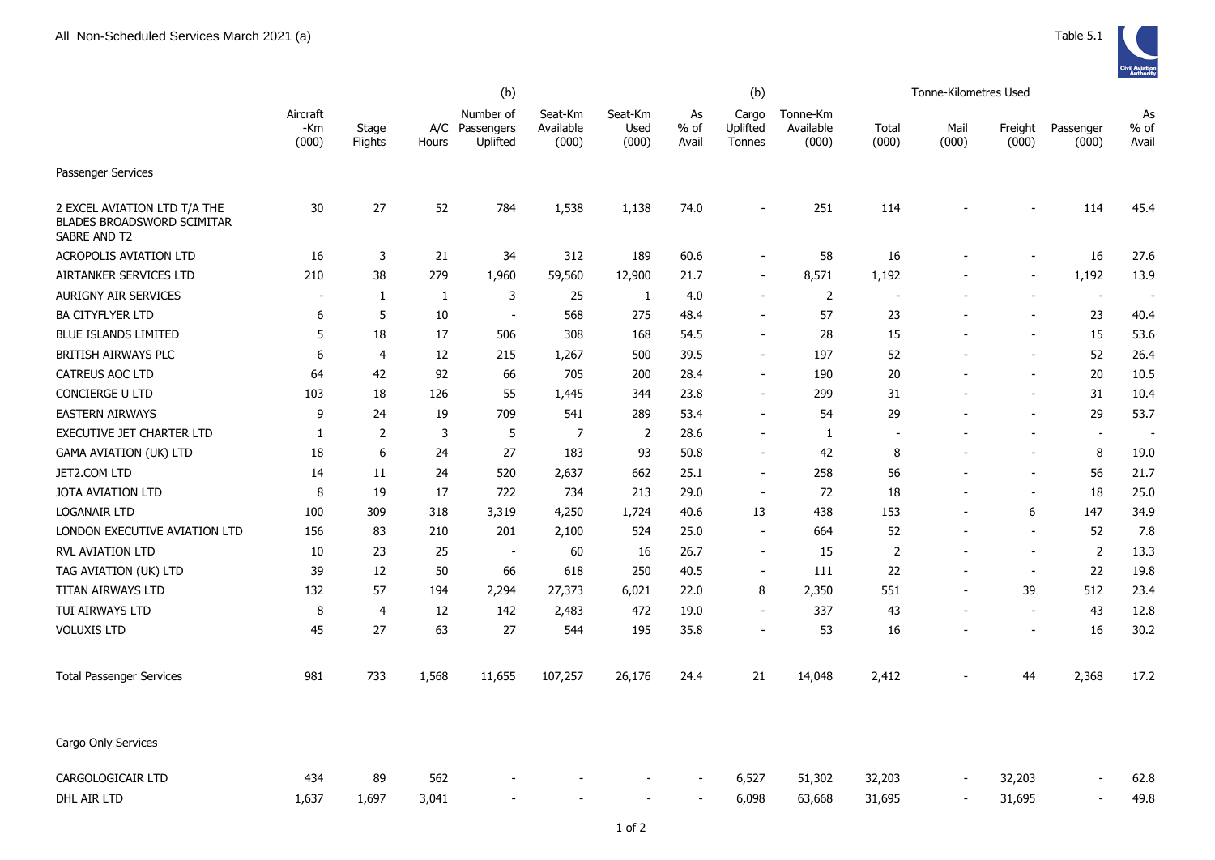All Non-Scheduled Services March 2021 (a)

Table 5.1

| | Aircraft -Km (000) | Stage Flights | A/C Hours | (b) Number of Passengers Uplifted | Seat-Km Available (000) | Seat-Km Used (000) | As % of Avail | (b) Cargo Uplifted Tonnes | Tonne-Km Available (000) | Tonne-Kilometres Used Total (000) | Mail (000) | Freight (000) | Passenger (000) | As % of Avail |
|---|---|---|---|---|---|---|---|---|---|---|---|---|---|---|
| Passenger Services | | | | | | | | | | | | | | |
| 2 EXCEL AVIATION LTD T/A THE BLADES BROADSWORD SCIMITAR SABRE AND T2 | 30 | 27 | 52 | 784 | 1,538 | 1,138 | 74.0 | - | 251 | 114 | - | - | 114 | 45.4 |
| ACROPOLIS AVIATION LTD | 16 | 3 | 21 | 34 | 312 | 189 | 60.6 | - | 58 | 16 | - | - | 16 | 27.6 |
| AIRTANKER SERVICES LTD | 210 | 38 | 279 | 1,960 | 59,560 | 12,900 | 21.7 | - | 8,571 | 1,192 | - | - | 1,192 | 13.9 |
| AURIGNY AIR SERVICES | - | 1 | 1 | 3 | 25 | 1 | 4.0 | - | 2 | - | - | - | - | - |
| BA CITYFLYER LTD | 6 | 5 | 10 | - | 568 | 275 | 48.4 | - | 57 | 23 | - | - | 23 | 40.4 |
| BLUE ISLANDS LIMITED | 5 | 18 | 17 | 506 | 308 | 168 | 54.5 | - | 28 | 15 | - | - | 15 | 53.6 |
| BRITISH AIRWAYS PLC | 6 | 4 | 12 | 215 | 1,267 | 500 | 39.5 | - | 197 | 52 | - | - | 52 | 26.4 |
| CATREUS AOC LTD | 64 | 42 | 92 | 66 | 705 | 200 | 28.4 | - | 190 | 20 | - | - | 20 | 10.5 |
| CONCIERGE U LTD | 103 | 18 | 126 | 55 | 1,445 | 344 | 23.8 | - | 299 | 31 | - | - | 31 | 10.4 |
| EASTERN AIRWAYS | 9 | 24 | 19 | 709 | 541 | 289 | 53.4 | - | 54 | 29 | - | - | 29 | 53.7 |
| EXECUTIVE JET CHARTER LTD | 1 | 2 | 3 | 5 | 7 | 2 | 28.6 | - | 1 | - | - | - | - | - |
| GAMA AVIATION (UK) LTD | 18 | 6 | 24 | 27 | 183 | 93 | 50.8 | - | 42 | 8 | - | - | 8 | 19.0 |
| JET2.COM LTD | 14 | 11 | 24 | 520 | 2,637 | 662 | 25.1 | - | 258 | 56 | - | - | 56 | 21.7 |
| JOTA AVIATION LTD | 8 | 19 | 17 | 722 | 734 | 213 | 29.0 | - | 72 | 18 | - | - | 18 | 25.0 |
| LOGANAIR LTD | 100 | 309 | 318 | 3,319 | 4,250 | 1,724 | 40.6 | 13 | 438 | 153 | - | 6 | 147 | 34.9 |
| LONDON EXECUTIVE AVIATION LTD | 156 | 83 | 210 | 201 | 2,100 | 524 | 25.0 | - | 664 | 52 | - | - | 52 | 7.8 |
| RVL AVIATION LTD | 10 | 23 | 25 | - | 60 | 16 | 26.7 | - | 15 | 2 | - | - | 2 | 13.3 |
| TAG AVIATION (UK) LTD | 39 | 12 | 50 | 66 | 618 | 250 | 40.5 | - | 111 | 22 | - | - | 22 | 19.8 |
| TITAN AIRWAYS LTD | 132 | 57 | 194 | 2,294 | 27,373 | 6,021 | 22.0 | 8 | 2,350 | 551 | - | 39 | 512 | 23.4 |
| TUI AIRWAYS LTD | 8 | 4 | 12 | 142 | 2,483 | 472 | 19.0 | - | 337 | 43 | - | - | 43 | 12.8 |
| VOLUXIS LTD | 45 | 27 | 63 | 27 | 544 | 195 | 35.8 | - | 53 | 16 | - | - | 16 | 30.2 |
| Total Passenger Services | 981 | 733 | 1,568 | 11,655 | 107,257 | 26,176 | 24.4 | 21 | 14,048 | 2,412 | - | 44 | 2,368 | 17.2 |
| Cargo Only Services | | | | | | | | | | | | | | |
| CARGOLOGICAIR LTD | 434 | 89 | 562 | - | - | - | - | 6,527 | 51,302 | 32,203 | - | 32,203 | - | 62.8 |
| DHL AIR LTD | 1,637 | 1,697 | 3,041 | - | - | - | - | 6,098 | 63,668 | 31,695 | - | 31,695 | - | 49.8 |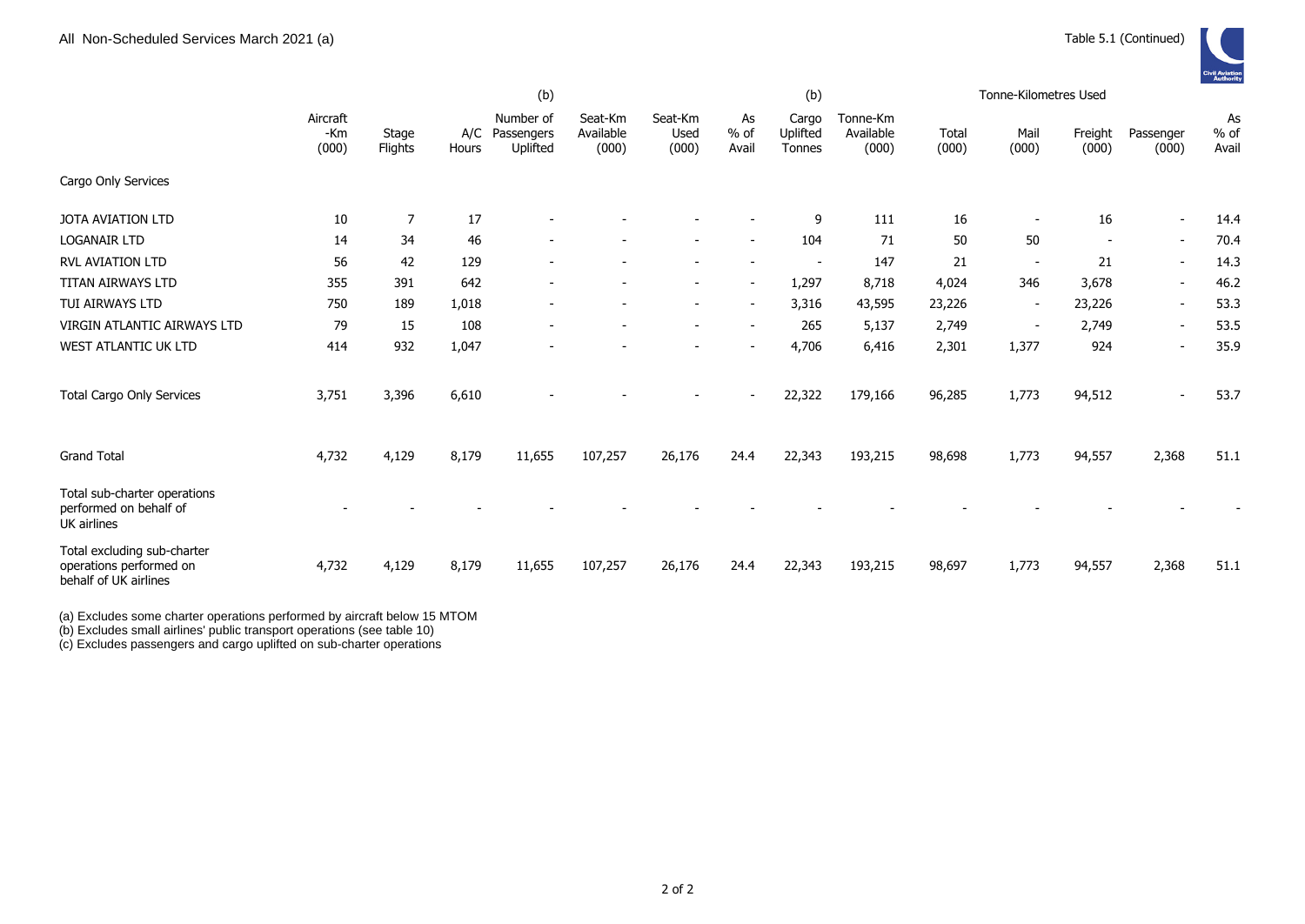All Non-Scheduled Services March 2021 (a)

Table 5.1 (Continued)

| | Aircraft -Km (000) | Stage Flights | A/C Hours | (b) Number of Passengers Uplifted | Seat-Km Available (000) | Seat-Km Used (000) | As % of Avail | (b) Cargo Uplifted Tonnes | Tonne-Km Available (000) | Tonne-Kilometres Used Total (000) | Mail (000) | Freight (000) | Passenger (000) | As % of Avail |
|---|---|---|---|---|---|---|---|---|---|---|---|---|---|---|
| **Cargo Only Services** | | | | | | | | | | | | | | |
| JOTA AVIATION LTD | 10 | 7 | 17 | - | - | - | - | 9 | 111 | 16 | - | 16 | - | 14.4 |
| LOGANAIR LTD | 14 | 34 | 46 | - | - | - | - | 104 | 71 | 50 | 50 | - | - | 70.4 |
| RVL AVIATION LTD | 56 | 42 | 129 | - | - | - | - | - | 147 | 21 | - | 21 | - | 14.3 |
| TITAN AIRWAYS LTD | 355 | 391 | 642 | - | - | - | - | 1,297 | 8,718 | 4,024 | 346 | 3,678 | - | 46.2 |
| TUI AIRWAYS LTD | 750 | 189 | 1,018 | - | - | - | - | 3,316 | 43,595 | 23,226 | - | 23,226 | - | 53.3 |
| VIRGIN ATLANTIC AIRWAYS LTD | 79 | 15 | 108 | - | - | - | - | 265 | 5,137 | 2,749 | - | 2,749 | - | 53.5 |
| WEST ATLANTIC UK LTD | 414 | 932 | 1,047 | - | - | - | - | 4,706 | 6,416 | 2,301 | 1,377 | 924 | - | 35.9 |
| Total Cargo Only Services | 3,751 | 3,396 | 6,610 | - | - | - | - | 22,322 | 179,166 | 96,285 | 1,773 | 94,512 | - | 53.7 |
| Grand Total | 4,732 | 4,129 | 8,179 | 11,655 | 107,257 | 26,176 | 24.4 | 22,343 | 193,215 | 98,698 | 1,773 | 94,557 | 2,368 | 51.1 |
| Total sub-charter operations performed on behalf of UK airlines | - | - | - | - | - | - | - | - | - | - | - | - | - | - |
| Total excluding sub-charter operations performed on behalf of UK airlines | 4,732 | 4,129 | 8,179 | 11,655 | 107,257 | 26,176 | 24.4 | 22,343 | 193,215 | 98,697 | 1,773 | 94,557 | 2,368 | 51.1 |

(a) Excludes some charter operations performed by aircraft below 15 MTOM
(b) Excludes small airlines' public transport operations (see table 10)
(c) Excludes passengers and cargo uplifted on sub-charter operations